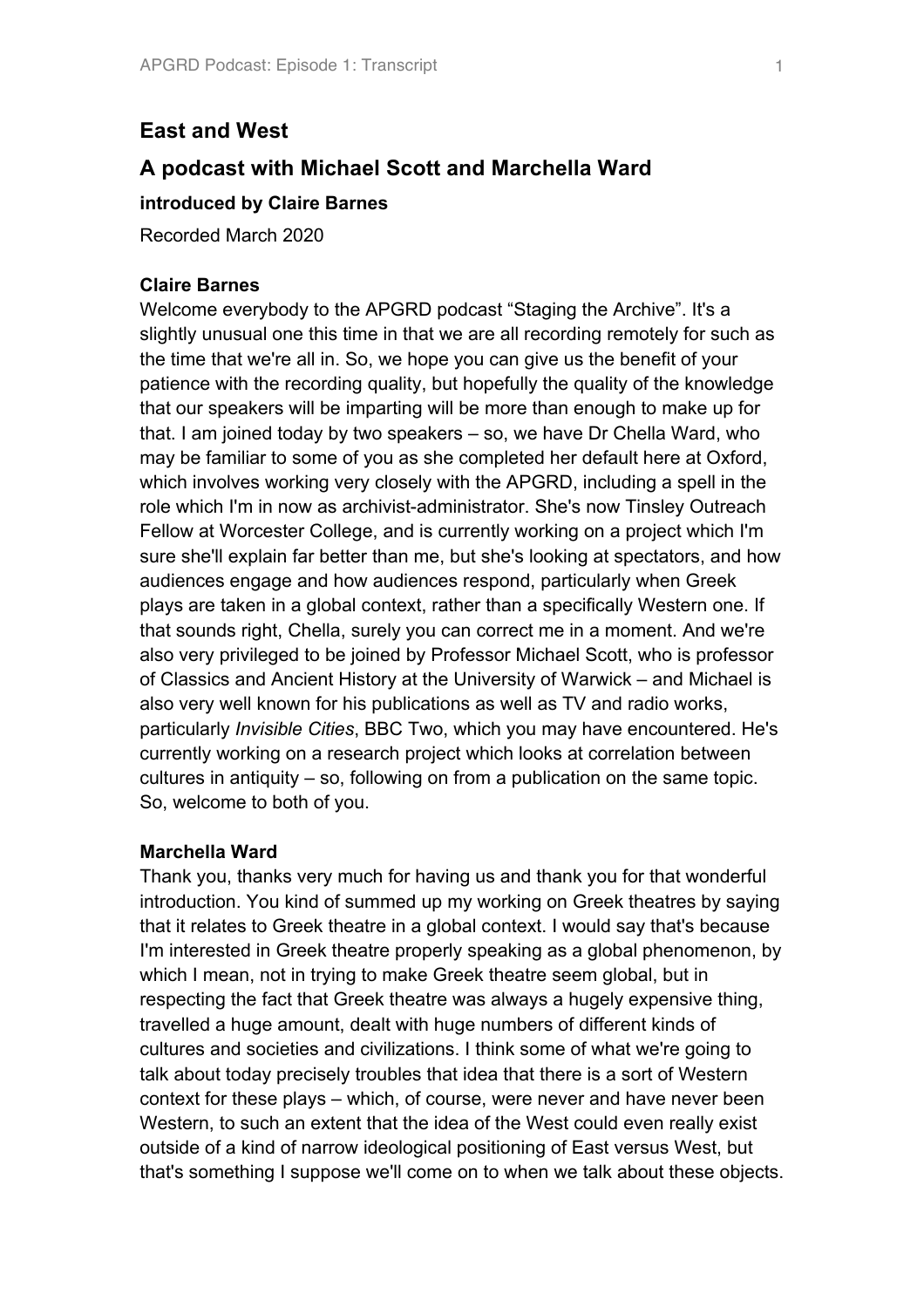# East and West

## A podcast with Michael Scott and Marchella Ward

### introduced by Claire Barnes

Recorded March 2020

**Claire Barnes**

Welcome everybody to the APGRD podcast "Staging the Archive". It's a slightly unusual one this time in that we are all recording remotely for such as the time that we're all in. So, we hope you can give us the benefit of your patience with the recording quality, but hopefully the quality of the knowledge that our speakers will be imparting will be more than enough to make up for that. I am joined today by two speakers – so, we have Dr Chella Ward, who may be familiar to some of you as she completed her default here at Oxford, which involves working very closely with the APGRD, including a spell in the role which I'm in now as archivist-administrator. She's now Tinsley Outreach Fellow at Worcester College, and is currently working on a project which I'm sure she'll explain far better than me, but she's looking at spectators, and how audiences engage and how audiences respond, particularly when Greek plays are taken in a global context, rather than a specifically Western one. If that sounds right, Chella, surely you can correct me in a moment. And we're also very privileged to be joined by Professor Michael Scott, who is professor of Classics and Ancient History at the University of Warwick – and Michael is also very well known for his publications as well as TV and radio works, particularly *Invisible Cities*, BBC Two, which you may have encountered. He's currently working on a research project which looks at correlation between cultures in antiquity – so, following on from a publication on the same topic. So, welcome to both of you.

**Marchella Ward**

Thank you, thanks very much for having us and thank you for that wonderful introduction. You kind of summed up my working on Greek theatres by saying that it relates to Greek theatre in a global context. I would say that's because I'm interested in Greek theatre properly speaking as a global phenomenon, by which I mean, not in trying to make Greek theatre seem global, but in respecting the fact that Greek theatre was always a hugely expensive thing, travelled a huge amount, dealt with huge numbers of different kinds of cultures and societies and civilizations. I think some of what we're going to talk about today precisely troubles that idea that there is a sort of Western context for these plays – which, of course, were never and have never been Western, to such an extent that the idea of the West could even really exist outside of a kind of narrow ideological positioning of East versus West, but that's something I suppose we'll come on to when we talk about these objects.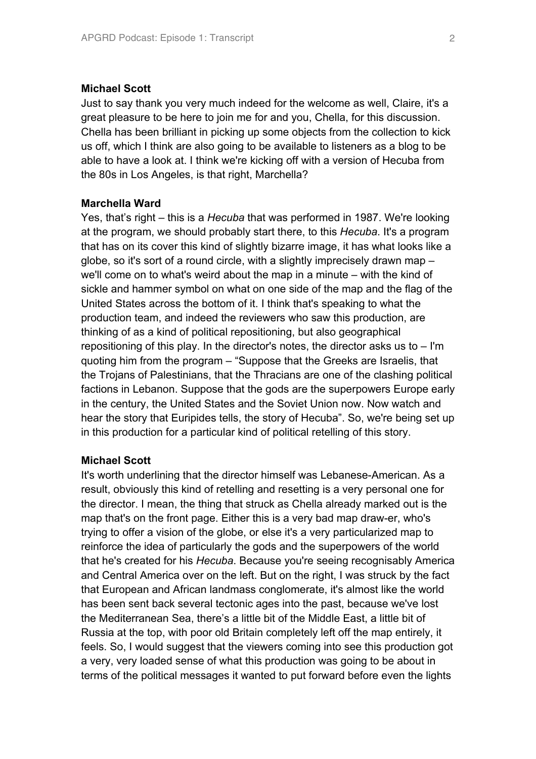**Michael Scott**

Just to say thank you very much indeed for the welcome as well, Claire, it's a great pleasure to be here to join me for and you, Chella, for this discussion. Chella has been brilliant in picking up some objects from the collection to kick us off, which I think are also going to be available to listeners as a blog to be able to have a look at. I think we're kicking off with a version of Hecuba from the 80s in Los Angeles, is that right, Marchella?

**Marchella Ward**

Yes, that's right – this is a *Hecuba* that was performed in 1987. We're looking at the program, we should probably start there, to this *Hecuba*. It's a program that has on its cover this kind of slightly bizarre image, it has what looks like a globe, so it's sort of a round circle, with a slightly imprecisely drawn map – we'll come on to what's weird about the map in a minute – with the kind of sickle and hammer symbol on what on one side of the map and the flag of the United States across the bottom of it. I think that's speaking to what the production team, and indeed the reviewers who saw this production, are thinking of as a kind of political repositioning, but also geographical repositioning of this play. In the director's notes, the director asks us to – I'm quoting him from the program – "Suppose that the Greeks are Israelis, that the Trojans of Palestinians, that the Thracians are one of the clashing political factions in Lebanon. Suppose that the gods are the superpowers Europe early in the century, the United States and the Soviet Union now. Now watch and hear the story that Euripides tells, the story of Hecuba". So, we're being set up in this production for a particular kind of political retelling of this story.

**Michael Scott**

It's worth underlining that the director himself was Lebanese-American. As a result, obviously this kind of retelling and resetting is a very personal one for the director. I mean, the thing that struck as Chella already marked out is the map that's on the front page. Either this is a very bad map draw-er, who's trying to offer a vision of the globe, or else it's a very particularized map to reinforce the idea of particularly the gods and the superpowers of the world that he's created for his *Hecuba*. Because you're seeing recognisably America and Central America over on the left. But on the right, I was struck by the fact that European and African landmass conglomerate, it's almost like the world has been sent back several tectonic ages into the past, because we've lost the Mediterranean Sea, there's a little bit of the Middle East, a little bit of Russia at the top, with poor old Britain completely left off the map entirely, it feels. So, I would suggest that the viewers coming into see this production got a very, very loaded sense of what this production was going to be about in terms of the political messages it wanted to put forward before even the lights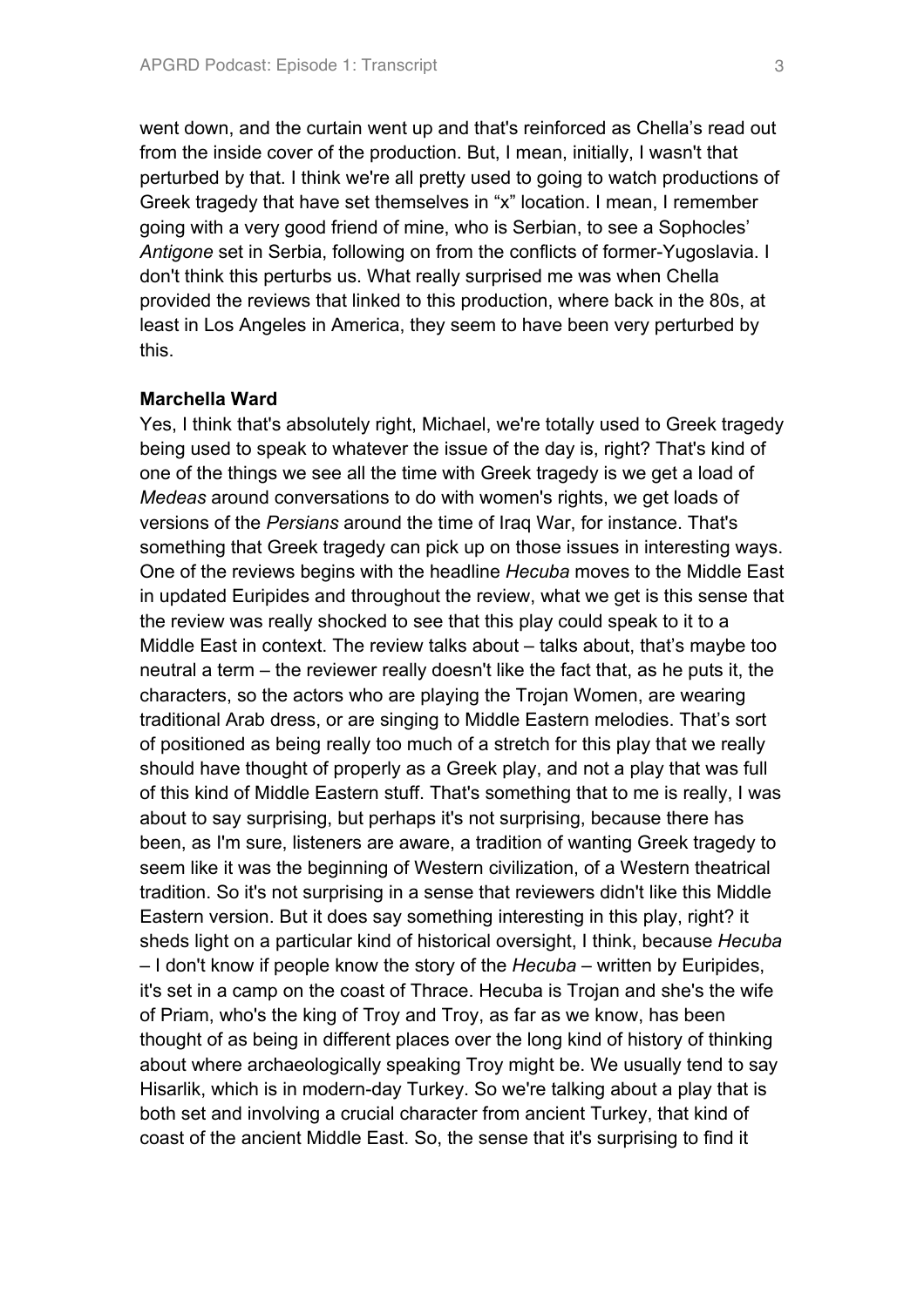went down, and the curtain went up and that's reinforced as Chella's read out from the inside cover of the production. But, I mean, initially, I wasn't that perturbed by that. I think we're all pretty used to going to watch productions of Greek tragedy that have set themselves in "x" location. I mean, I remember going with a very good friend of mine, who is Serbian, to see a Sophocles' *Antigone* set in Serbia, following on from the conflicts of former-Yugoslavia. I don't think this perturbs us. What really surprised me was when Chella provided the reviews that linked to this production, where back in the 80s, at least in Los Angeles in America, they seem to have been very perturbed by this.

**Marchella Ward**

Yes, I think that's absolutely right, Michael, we're totally used to Greek tragedy being used to speak to whatever the issue of the day is, right? That's kind of one of the things we see all the time with Greek tragedy is we get a load of *Medeas* around conversations to do with women's rights, we get loads of versions of the *Persians* around the time of Iraq War, for instance. That's something that Greek tragedy can pick up on those issues in interesting ways. One of the reviews begins with the headline *Hecuba* moves to the Middle East in updated Euripides and throughout the review, what we get is this sense that the review was really shocked to see that this play could speak to it to a Middle East in context. The review talks about – talks about, that's maybe too neutral a term – the reviewer really doesn't like the fact that, as he puts it, the characters, so the actors who are playing the Trojan Women, are wearing traditional Arab dress, or are singing to Middle Eastern melodies. That's sort of positioned as being really too much of a stretch for this play that we really should have thought of properly as a Greek play, and not a play that was full of this kind of Middle Eastern stuff. That's something that to me is really, I was about to say surprising, but perhaps it's not surprising, because there has been, as I'm sure, listeners are aware, a tradition of wanting Greek tragedy to seem like it was the beginning of Western civilization, of a Western theatrical tradition. So it's not surprising in a sense that reviewers didn't like this Middle Eastern version. But it does say something interesting in this play, right? it sheds light on a particular kind of historical oversight, I think, because *Hecuba* – I don't know if people know the story of the *Hecuba* – written by Euripides, it's set in a camp on the coast of Thrace. Hecuba is Trojan and she's the wife of Priam, who's the king of Troy and Troy, as far as we know, has been thought of as being in different places over the long kind of history of thinking about where archaeologically speaking Troy might be. We usually tend to say Hisarlik, which is in modern-day Turkey. So we're talking about a play that is both set and involving a crucial character from ancient Turkey, that kind of coast of the ancient Middle East. So, the sense that it's surprising to find it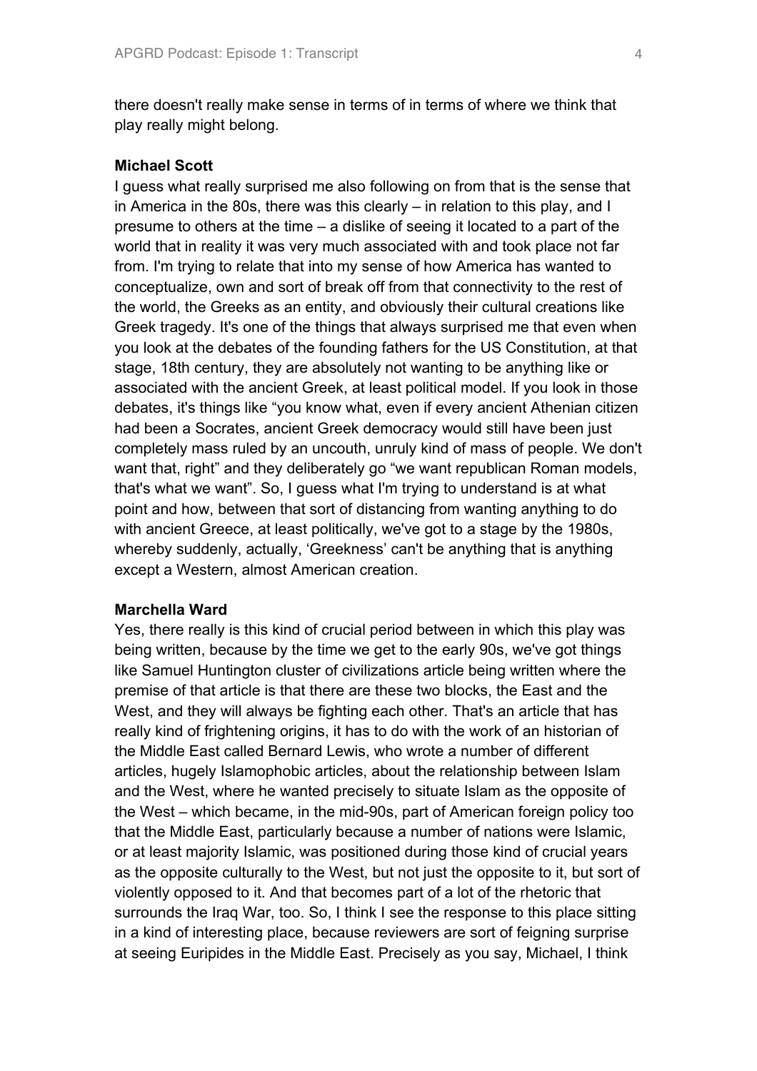there doesn't really make sense in terms of in terms of where we think that play really might belong.

**Michael Scott**

I guess what really surprised me also following on from that is the sense that in America in the 80s, there was this clearly – in relation to this play, and I presume to others at the time – a dislike of seeing it located to a part of the world that in reality it was very much associated with and took place not far from. I'm trying to relate that into my sense of how America has wanted to conceptualize, own and sort of break off from that connectivity to the rest of the world, the Greeks as an entity, and obviously their cultural creations like Greek tragedy. It's one of the things that always surprised me that even when you look at the debates of the founding fathers for the US Constitution, at that stage, 18th century, they are absolutely not wanting to be anything like or associated with the ancient Greek, at least political model. If you look in those debates, it's things like "you know what, even if every ancient Athenian citizen had been a Socrates, ancient Greek democracy would still have been just completely mass ruled by an uncouth, unruly kind of mass of people. We don't want that, right" and they deliberately go "we want republican Roman models, that's what we want". So, I guess what I'm trying to understand is at what point and how, between that sort of distancing from wanting anything to do with ancient Greece, at least politically, we've got to a stage by the 1980s, whereby suddenly, actually, 'Greekness' can't be anything that is anything except a Western, almost American creation.

**Marchella Ward**

Yes, there really is this kind of crucial period between in which this play was being written, because by the time we get to the early 90s, we've got things like Samuel Huntington cluster of civilizations article being written where the premise of that article is that there are these two blocks, the East and the West, and they will always be fighting each other. That's an article that has really kind of frightening origins, it has to do with the work of an historian of the Middle East called Bernard Lewis, who wrote a number of different articles, hugely Islamophobic articles, about the relationship between Islam and the West, where he wanted precisely to situate Islam as the opposite of the West – which became, in the mid-90s, part of American foreign policy too that the Middle East, particularly because a number of nations were Islamic, or at least majority Islamic, was positioned during those kind of crucial years as the opposite culturally to the West, but not just the opposite to it, but sort of violently opposed to it. And that becomes part of a lot of the rhetoric that surrounds the Iraq War, too. So, I think I see the response to this place sitting in a kind of interesting place, because reviewers are sort of feigning surprise at seeing Euripides in the Middle East. Precisely as you say, Michael, I think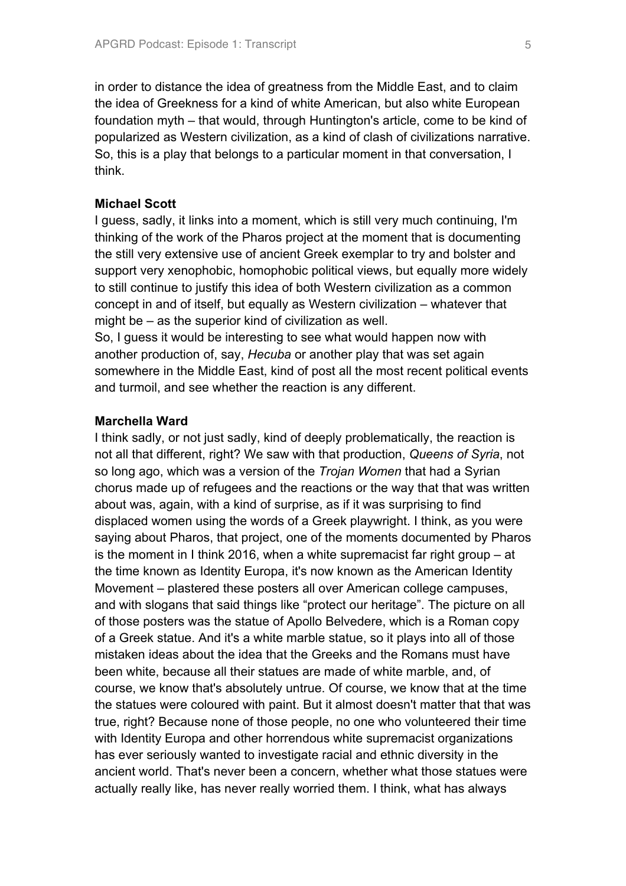in order to distance the idea of greatness from the Middle East, and to claim the idea of Greekness for a kind of white American, but also white European foundation myth – that would, through Huntington's article, come to be kind of popularized as Western civilization, as a kind of clash of civilizations narrative. So, this is a play that belongs to a particular moment in that conversation, I think.

**Michael Scott**

I guess, sadly, it links into a moment, which is still very much continuing, I'm thinking of the work of the Pharos project at the moment that is documenting the still very extensive use of ancient Greek exemplar to try and bolster and support very xenophobic, homophobic political views, but equally more widely to still continue to justify this idea of both Western civilization as a common concept in and of itself, but equally as Western civilization – whatever that might be – as the superior kind of civilization as well.

So, I guess it would be interesting to see what would happen now with another production of, say, *Hecuba* or another play that was set again somewhere in the Middle East, kind of post all the most recent political events and turmoil, and see whether the reaction is any different.

**Marchella Ward**

I think sadly, or not just sadly, kind of deeply problematically, the reaction is not all that different, right? We saw with that production, *Queens of Syria*, not so long ago, which was a version of the *Trojan Women* that had a Syrian chorus made up of refugees and the reactions or the way that that was written about was, again, with a kind of surprise, as if it was surprising to find displaced women using the words of a Greek playwright. I think, as you were saying about Pharos, that project, one of the moments documented by Pharos is the moment in I think 2016, when a white supremacist far right group – at the time known as Identity Europa, it's now known as the American Identity Movement – plastered these posters all over American college campuses, and with slogans that said things like "protect our heritage". The picture on all of those posters was the statue of Apollo Belvedere, which is a Roman copy of a Greek statue. And it's a white marble statue, so it plays into all of those mistaken ideas about the idea that the Greeks and the Romans must have been white, because all their statues are made of white marble, and, of course, we know that's absolutely untrue. Of course, we know that at the time the statues were coloured with paint. But it almost doesn't matter that that was true, right? Because none of those people, no one who volunteered their time with Identity Europa and other horrendous white supremacist organizations has ever seriously wanted to investigate racial and ethnic diversity in the ancient world. That's never been a concern, whether what those statues were actually really like, has never really worried them. I think, what has always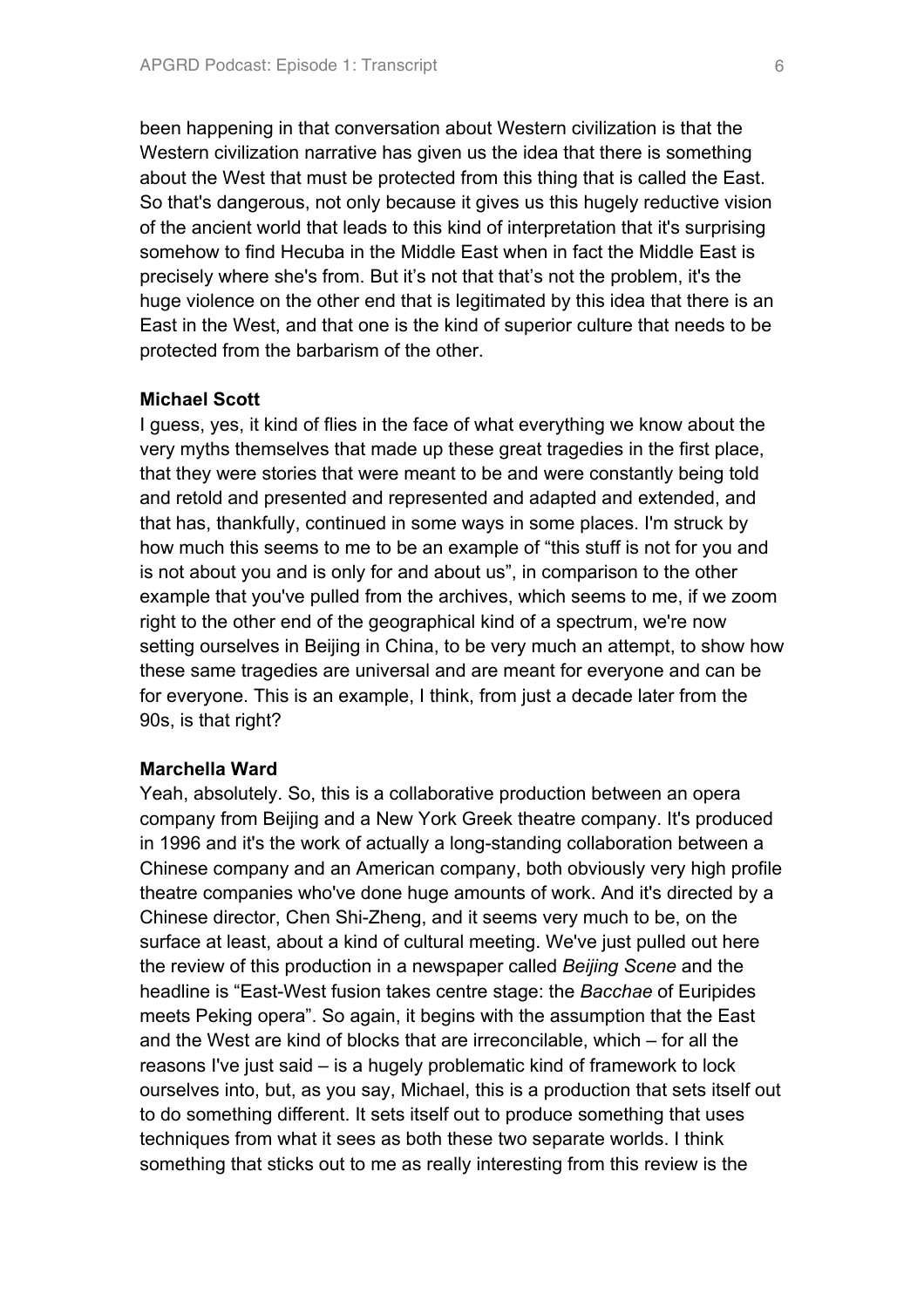been happening in that conversation about Western civilization is that the Western civilization narrative has given us the idea that there is something about the West that must be protected from this thing that is called the East. So that's dangerous, not only because it gives us this hugely reductive vision of the ancient world that leads to this kind of interpretation that it's surprising somehow to find Hecuba in the Middle East when in fact the Middle East is precisely where she's from. But it's not that that's not the problem, it's the huge violence on the other end that is legitimated by this idea that there is an East in the West, and that one is the kind of superior culture that needs to be protected from the barbarism of the other.

**Michael Scott**

I guess, yes, it kind of flies in the face of what everything we know about the very myths themselves that made up these great tragedies in the first place, that they were stories that were meant to be and were constantly being told and retold and presented and represented and adapted and extended, and that has, thankfully, continued in some ways in some places. I'm struck by how much this seems to me to be an example of "this stuff is not for you and is not about you and is only for and about us", in comparison to the other example that you've pulled from the archives, which seems to me, if we zoom right to the other end of the geographical kind of a spectrum, we're now setting ourselves in Beijing in China, to be very much an attempt, to show how these same tragedies are universal and are meant for everyone and can be for everyone. This is an example, I think, from just a decade later from the 90s, is that right?

**Marchella Ward**

Yeah, absolutely. So, this is a collaborative production between an opera company from Beijing and a New York Greek theatre company. It's produced in 1996 and it's the work of actually a long-standing collaboration between a Chinese company and an American company, both obviously very high profile theatre companies who've done huge amounts of work. And it's directed by a Chinese director, Chen Shi-Zheng, and it seems very much to be, on the surface at least, about a kind of cultural meeting. We've just pulled out here the review of this production in a newspaper called *Beijing Scene* and the headline is "East-West fusion takes centre stage: the *Bacchae* of Euripides meets Peking opera". So again, it begins with the assumption that the East and the West are kind of blocks that are irreconcilable, which – for all the reasons I've just said – is a hugely problematic kind of framework to lock ourselves into, but, as you say, Michael, this is a production that sets itself out to do something different. It sets itself out to produce something that uses techniques from what it sees as both these two separate worlds. I think something that sticks out to me as really interesting from this review is the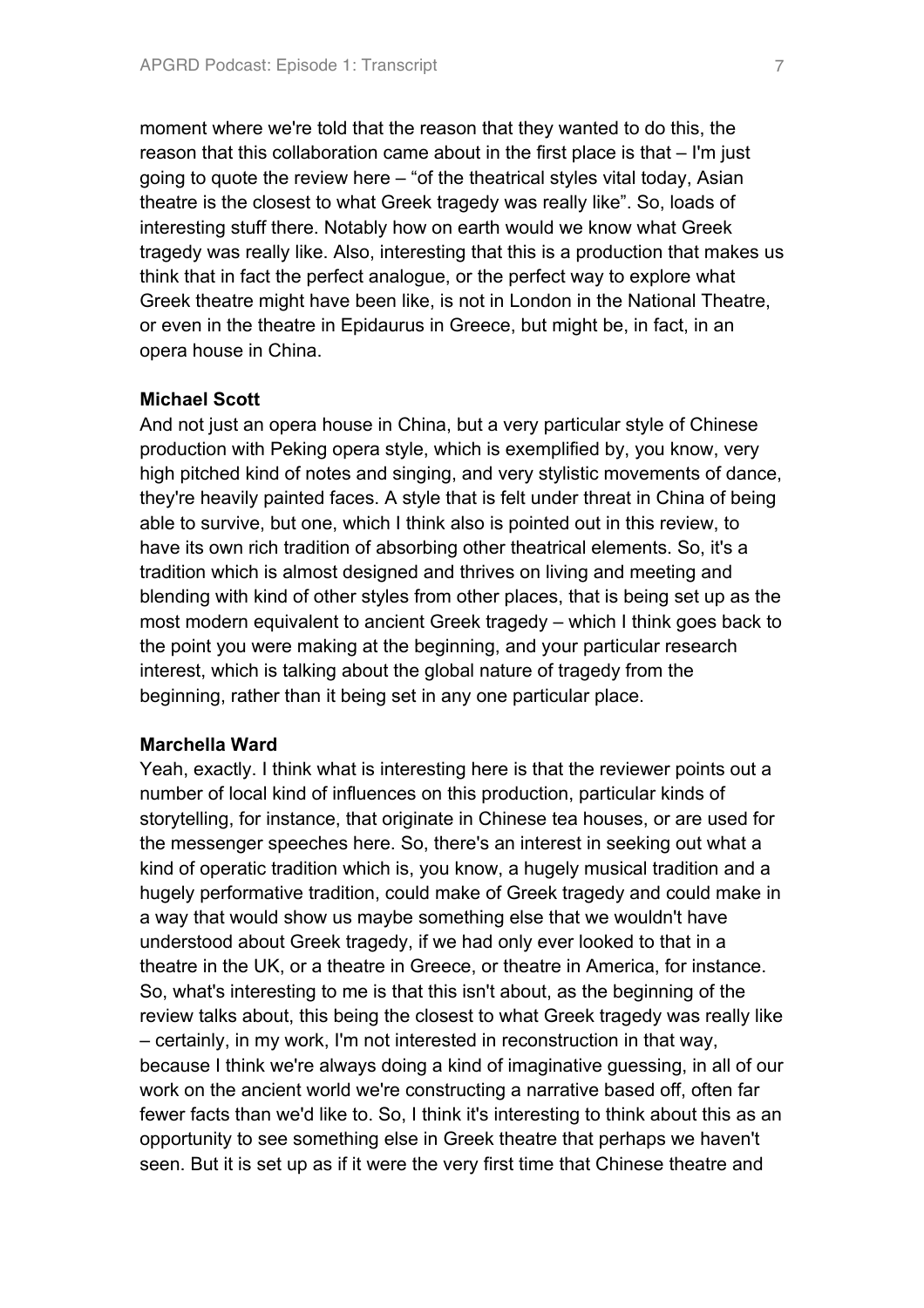moment where we're told that the reason that they wanted to do this, the reason that this collaboration came about in the first place is that – I'm just going to quote the review here – "of the theatrical styles vital today, Asian theatre is the closest to what Greek tragedy was really like". So, loads of interesting stuff there. Notably how on earth would we know what Greek tragedy was really like. Also, interesting that this is a production that makes us think that in fact the perfect analogue, or the perfect way to explore what Greek theatre might have been like, is not in London in the National Theatre, or even in the theatre in Epidaurus in Greece, but might be, in fact, in an opera house in China.

**Michael Scott**
And not just an opera house in China, but a very particular style of Chinese production with Peking opera style, which is exemplified by, you know, very high pitched kind of notes and singing, and very stylistic movements of dance, they're heavily painted faces. A style that is felt under threat in China of being able to survive, but one, which I think also is pointed out in this review, to have its own rich tradition of absorbing other theatrical elements. So, it's a tradition which is almost designed and thrives on living and meeting and blending with kind of other styles from other places, that is being set up as the most modern equivalent to ancient Greek tragedy – which I think goes back to the point you were making at the beginning, and your particular research interest, which is talking about the global nature of tragedy from the beginning, rather than it being set in any one particular place.

**Marchella Ward**
Yeah, exactly. I think what is interesting here is that the reviewer points out a number of local kind of influences on this production, particular kinds of storytelling, for instance, that originate in Chinese tea houses, or are used for the messenger speeches here. So, there's an interest in seeking out what a kind of operatic tradition which is, you know, a hugely musical tradition and a hugely performative tradition, could make of Greek tragedy and could make in a way that would show us maybe something else that we wouldn't have understood about Greek tragedy, if we had only ever looked to that in a theatre in the UK, or a theatre in Greece, or theatre in America, for instance. So, what's interesting to me is that this isn't about, as the beginning of the review talks about, this being the closest to what Greek tragedy was really like – certainly, in my work, I'm not interested in reconstruction in that way, because I think we're always doing a kind of imaginative guessing, in all of our work on the ancient world we're constructing a narrative based off, often far fewer facts than we'd like to. So, I think it's interesting to think about this as an opportunity to see something else in Greek theatre that perhaps we haven't seen. But it is set up as if it were the very first time that Chinese theatre and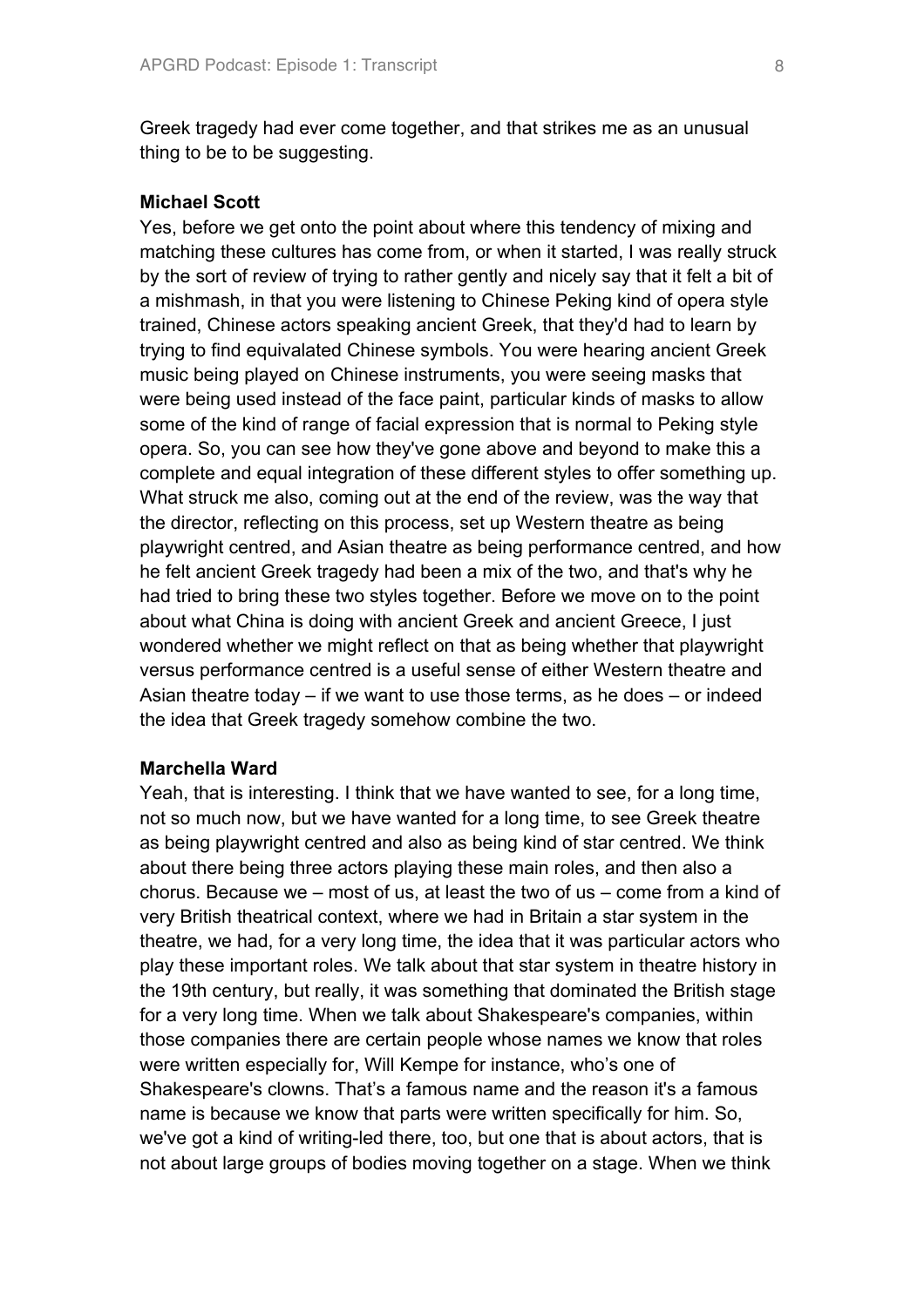Greek tragedy had ever come together, and that strikes me as an unusual thing to be to be suggesting.

**Michael Scott**

Yes, before we get onto the point about where this tendency of mixing and matching these cultures has come from, or when it started, I was really struck by the sort of review of trying to rather gently and nicely say that it felt a bit of a mishmash, in that you were listening to Chinese Peking kind of opera style trained, Chinese actors speaking ancient Greek, that they'd had to learn by trying to find equivalated Chinese symbols. You were hearing ancient Greek music being played on Chinese instruments, you were seeing masks that were being used instead of the face paint, particular kinds of masks to allow some of the kind of range of facial expression that is normal to Peking style opera. So, you can see how they've gone above and beyond to make this a complete and equal integration of these different styles to offer something up. What struck me also, coming out at the end of the review, was the way that the director, reflecting on this process, set up Western theatre as being playwright centred, and Asian theatre as being performance centred, and how he felt ancient Greek tragedy had been a mix of the two, and that's why he had tried to bring these two styles together. Before we move on to the point about what China is doing with ancient Greek and ancient Greece, I just wondered whether we might reflect on that as being whether that playwright versus performance centred is a useful sense of either Western theatre and Asian theatre today – if we want to use those terms, as he does – or indeed the idea that Greek tragedy somehow combine the two.

**Marchella Ward**

Yeah, that is interesting. I think that we have wanted to see, for a long time, not so much now, but we have wanted for a long time, to see Greek theatre as being playwright centred and also as being kind of star centred. We think about there being three actors playing these main roles, and then also a chorus. Because we – most of us, at least the two of us – come from a kind of very British theatrical context, where we had in Britain a star system in the theatre, we had, for a very long time, the idea that it was particular actors who play these important roles. We talk about that star system in theatre history in the 19th century, but really, it was something that dominated the British stage for a very long time. When we talk about Shakespeare's companies, within those companies there are certain people whose names we know that roles were written especially for, Will Kempe for instance, who's one of Shakespeare's clowns. That's a famous name and the reason it's a famous name is because we know that parts were written specifically for him. So, we've got a kind of writing-led there, too, but one that is about actors, that is not about large groups of bodies moving together on a stage. When we think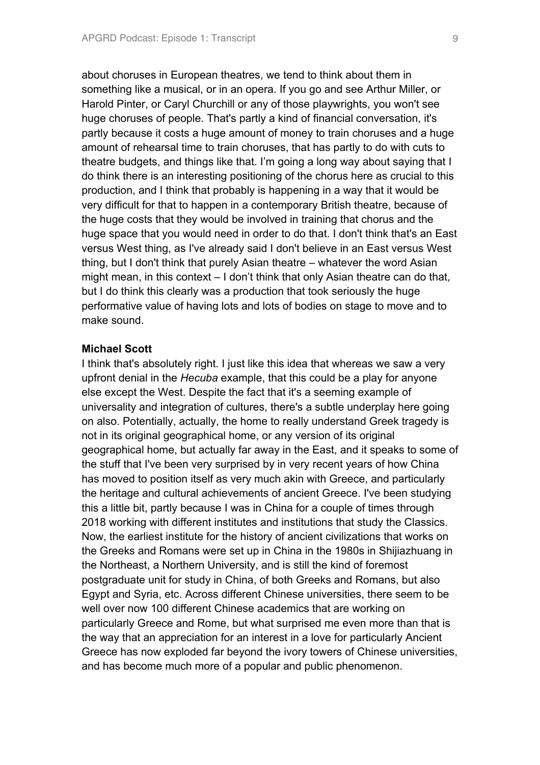about choruses in European theatres, we tend to think about them in something like a musical, or in an opera. If you go and see Arthur Miller, or Harold Pinter, or Caryl Churchill or any of those playwrights, you won't see huge choruses of people. That's partly a kind of financial conversation, it's partly because it costs a huge amount of money to train choruses and a huge amount of rehearsal time to train choruses, that has partly to do with cuts to theatre budgets, and things like that. I'm going a long way about saying that I do think there is an interesting positioning of the chorus here as crucial to this production, and I think that probably is happening in a way that it would be very difficult for that to happen in a contemporary British theatre, because of the huge costs that they would be involved in training that chorus and the huge space that you would need in order to do that. I don't think that's an East versus West thing, as I've already said I don't believe in an East versus West thing, but I don't think that purely Asian theatre – whatever the word Asian might mean, in this context – I don't think that only Asian theatre can do that, but I do think this clearly was a production that took seriously the huge performative value of having lots and lots of bodies on stage to move and to make sound.

**Michael Scott**
I think that's absolutely right. I just like this idea that whereas we saw a very upfront denial in the *Hecuba* example, that this could be a play for anyone else except the West. Despite the fact that it's a seeming example of universality and integration of cultures, there's a subtle underplay here going on also. Potentially, actually, the home to really understand Greek tragedy is not in its original geographical home, or any version of its original geographical home, but actually far away in the East, and it speaks to some of the stuff that I've been very surprised by in very recent years of how China has moved to position itself as very much akin with Greece, and particularly the heritage and cultural achievements of ancient Greece. I've been studying this a little bit, partly because I was in China for a couple of times through 2018 working with different institutes and institutions that study the Classics. Now, the earliest institute for the history of ancient civilizations that works on the Greeks and Romans were set up in China in the 1980s in Shijiazhuang in the Northeast, a Northern University, and is still the kind of foremost postgraduate unit for study in China, of both Greeks and Romans, but also Egypt and Syria, etc. Across different Chinese universities, there seem to be well over now 100 different Chinese academics that are working on particularly Greece and Rome, but what surprised me even more than that is the way that an appreciation for an interest in a love for particularly Ancient Greece has now exploded far beyond the ivory towers of Chinese universities, and has become much more of a popular and public phenomenon.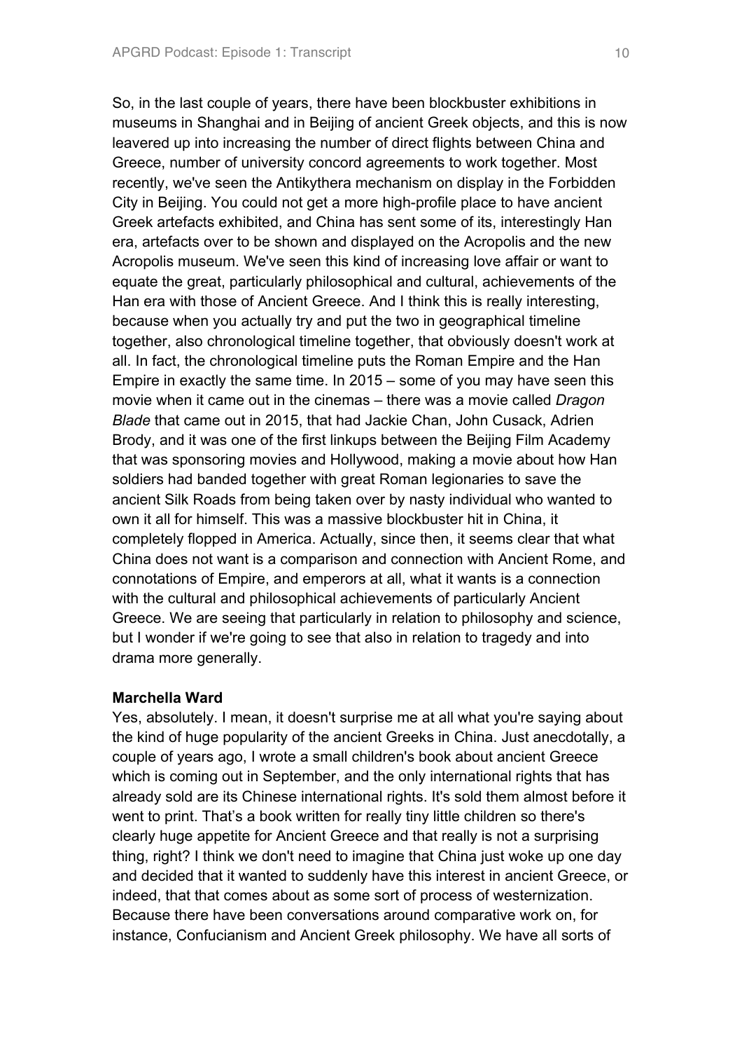So, in the last couple of years, there have been blockbuster exhibitions in museums in Shanghai and in Beijing of ancient Greek objects, and this is now leavered up into increasing the number of direct flights between China and Greece, number of university concord agreements to work together. Most recently, we've seen the Antikythera mechanism on display in the Forbidden City in Beijing. You could not get a more high-profile place to have ancient Greek artefacts exhibited, and China has sent some of its, interestingly Han era, artefacts over to be shown and displayed on the Acropolis and the new Acropolis museum. We've seen this kind of increasing love affair or want to equate the great, particularly philosophical and cultural, achievements of the Han era with those of Ancient Greece. And I think this is really interesting, because when you actually try and put the two in geographical timeline together, also chronological timeline together, that obviously doesn't work at all. In fact, the chronological timeline puts the Roman Empire and the Han Empire in exactly the same time. In 2015 – some of you may have seen this movie when it came out in the cinemas – there was a movie called *Dragon Blade* that came out in 2015, that had Jackie Chan, John Cusack, Adrien Brody, and it was one of the first linkups between the Beijing Film Academy that was sponsoring movies and Hollywood, making a movie about how Han soldiers had banded together with great Roman legionaries to save the ancient Silk Roads from being taken over by nasty individual who wanted to own it all for himself. This was a massive blockbuster hit in China, it completely flopped in America. Actually, since then, it seems clear that what China does not want is a comparison and connection with Ancient Rome, and connotations of Empire, and emperors at all, what it wants is a connection with the cultural and philosophical achievements of particularly Ancient Greece. We are seeing that particularly in relation to philosophy and science, but I wonder if we're going to see that also in relation to tragedy and into drama more generally.

**Marchella Ward**

Yes, absolutely. I mean, it doesn't surprise me at all what you're saying about the kind of huge popularity of the ancient Greeks in China. Just anecdotally, a couple of years ago, I wrote a small children's book about ancient Greece which is coming out in September, and the only international rights that has already sold are its Chinese international rights. It's sold them almost before it went to print. That's a book written for really tiny little children so there's clearly huge appetite for Ancient Greece and that really is not a surprising thing, right? I think we don't need to imagine that China just woke up one day and decided that it wanted to suddenly have this interest in ancient Greece, or indeed, that that comes about as some sort of process of westernization. Because there have been conversations around comparative work on, for instance, Confucianism and Ancient Greek philosophy. We have all sorts of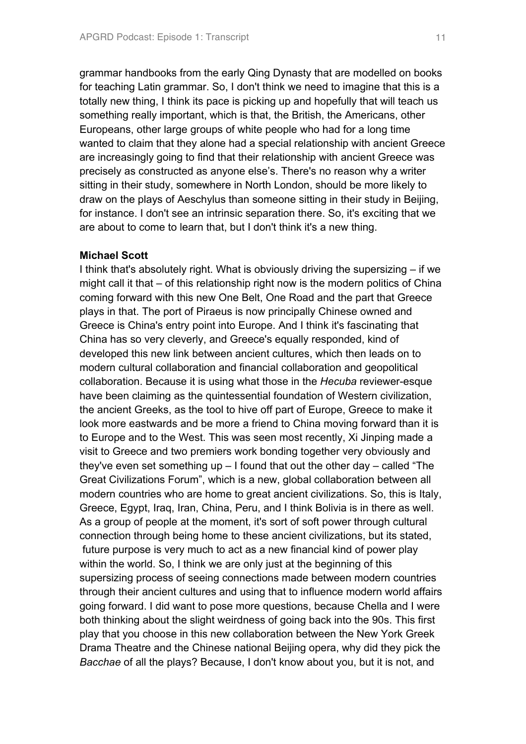grammar handbooks from the early Qing Dynasty that are modelled on books for teaching Latin grammar. So, I don't think we need to imagine that this is a totally new thing, I think its pace is picking up and hopefully that will teach us something really important, which is that, the British, the Americans, other Europeans, other large groups of white people who had for a long time wanted to claim that they alone had a special relationship with ancient Greece are increasingly going to find that their relationship with ancient Greece was precisely as constructed as anyone else's. There's no reason why a writer sitting in their study, somewhere in North London, should be more likely to draw on the plays of Aeschylus than someone sitting in their study in Beijing, for instance. I don't see an intrinsic separation there. So, it's exciting that we are about to come to learn that, but I don't think it's a new thing.

**Michael Scott**

I think that's absolutely right. What is obviously driving the supersizing – if we might call it that – of this relationship right now is the modern politics of China coming forward with this new One Belt, One Road and the part that Greece plays in that. The port of Piraeus is now principally Chinese owned and Greece is China's entry point into Europe. And I think it's fascinating that China has so very cleverly, and Greece's equally responded, kind of developed this new link between ancient cultures, which then leads on to modern cultural collaboration and financial collaboration and geopolitical collaboration. Because it is using what those in the *Hecuba* reviewer-esque have been claiming as the quintessential foundation of Western civilization, the ancient Greeks, as the tool to hive off part of Europe, Greece to make it look more eastwards and be more a friend to China moving forward than it is to Europe and to the West. This was seen most recently, Xi Jinping made a visit to Greece and two premiers work bonding together very obviously and they've even set something up – I found that out the other day – called "The Great Civilizations Forum", which is a new, global collaboration between all modern countries who are home to great ancient civilizations. So, this is Italy, Greece, Egypt, Iraq, Iran, China, Peru, and I think Bolivia is in there as well. As a group of people at the moment, it's sort of soft power through cultural connection through being home to these ancient civilizations, but its stated, future purpose is very much to act as a new financial kind of power play within the world. So, I think we are only just at the beginning of this supersizing process of seeing connections made between modern countries through their ancient cultures and using that to influence modern world affairs going forward. I did want to pose more questions, because Chella and I were both thinking about the slight weirdness of going back into the 90s. This first play that you choose in this new collaboration between the New York Greek Drama Theatre and the Chinese national Beijing opera, why did they pick the *Bacchae* of all the plays? Because, I don't know about you, but it is not, and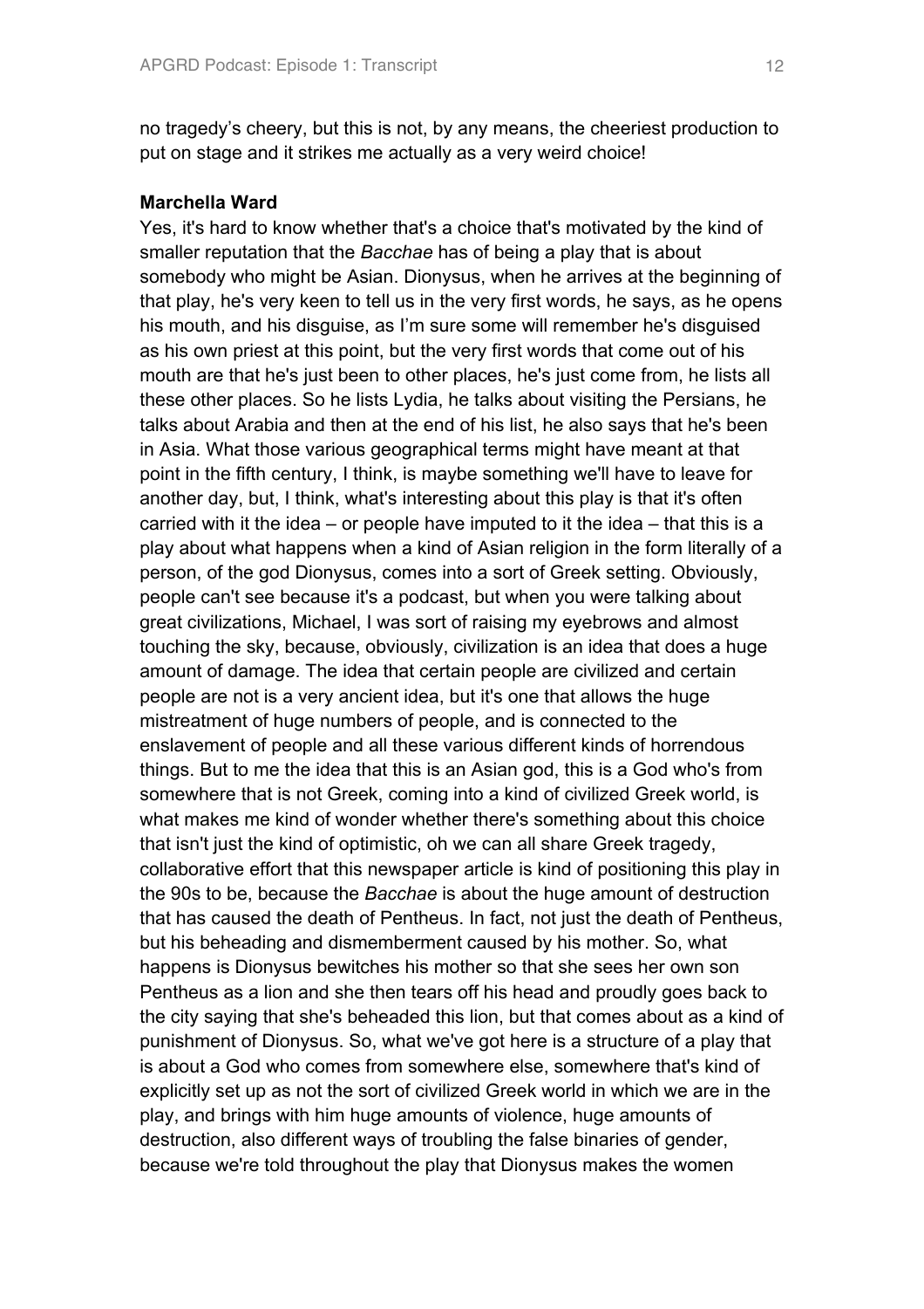no tragedy's cheery, but this is not, by any means, the cheeriest production to put on stage and it strikes me actually as a very weird choice!

**Marchella Ward**

Yes, it's hard to know whether that's a choice that's motivated by the kind of smaller reputation that the *Bacchae* has of being a play that is about somebody who might be Asian. Dionysus, when he arrives at the beginning of that play, he's very keen to tell us in the very first words, he says, as he opens his mouth, and his disguise, as I'm sure some will remember he's disguised as his own priest at this point, but the very first words that come out of his mouth are that he's just been to other places, he's just come from, he lists all these other places. So he lists Lydia, he talks about visiting the Persians, he talks about Arabia and then at the end of his list, he also says that he's been in Asia. What those various geographical terms might have meant at that point in the fifth century, I think, is maybe something we'll have to leave for another day, but, I think, what's interesting about this play is that it's often carried with it the idea – or people have imputed to it the idea – that this is a play about what happens when a kind of Asian religion in the form literally of a person, of the god Dionysus, comes into a sort of Greek setting. Obviously, people can't see because it's a podcast, but when you were talking about great civilizations, Michael, I was sort of raising my eyebrows and almost touching the sky, because, obviously, civilization is an idea that does a huge amount of damage. The idea that certain people are civilized and certain people are not is a very ancient idea, but it's one that allows the huge mistreatment of huge numbers of people, and is connected to the enslavement of people and all these various different kinds of horrendous things. But to me the idea that this is an Asian god, this is a God who's from somewhere that is not Greek, coming into a kind of civilized Greek world, is what makes me kind of wonder whether there's something about this choice that isn't just the kind of optimistic, oh we can all share Greek tragedy, collaborative effort that this newspaper article is kind of positioning this play in the 90s to be, because the *Bacchae* is about the huge amount of destruction that has caused the death of Pentheus. In fact, not just the death of Pentheus, but his beheading and dismemberment caused by his mother. So, what happens is Dionysus bewitches his mother so that she sees her own son Pentheus as a lion and she then tears off his head and proudly goes back to the city saying that she's beheaded this lion, but that comes about as a kind of punishment of Dionysus. So, what we've got here is a structure of a play that is about a God who comes from somewhere else, somewhere that's kind of explicitly set up as not the sort of civilized Greek world in which we are in the play, and brings with him huge amounts of violence, huge amounts of destruction, also different ways of troubling the false binaries of gender, because we're told throughout the play that Dionysus makes the women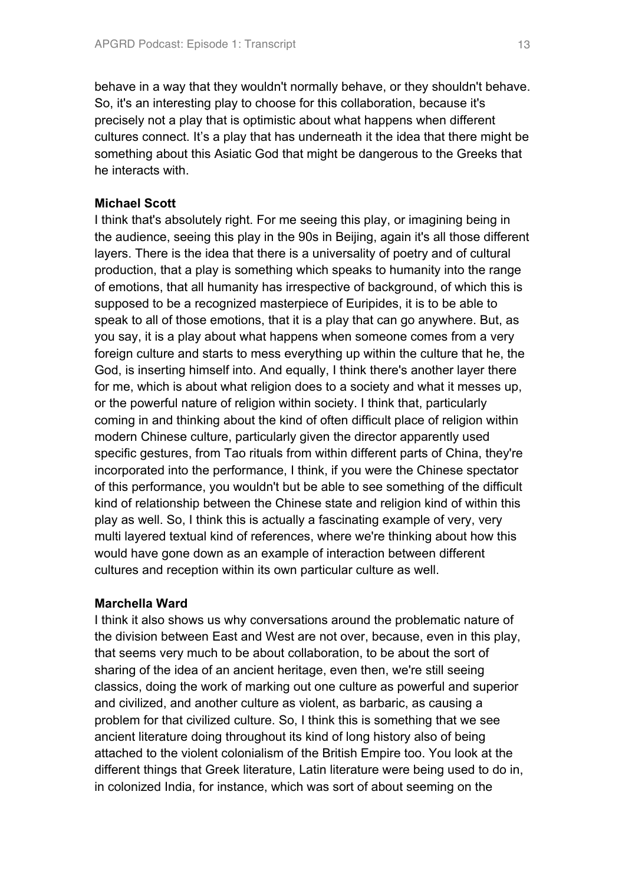behave in a way that they wouldn't normally behave, or they shouldn't behave. So, it's an interesting play to choose for this collaboration, because it's precisely not a play that is optimistic about what happens when different cultures connect. It's a play that has underneath it the idea that there might be something about this Asiatic God that might be dangerous to the Greeks that he interacts with.

**Michael Scott**
I think that's absolutely right. For me seeing this play, or imagining being in the audience, seeing this play in the 90s in Beijing, again it's all those different layers. There is the idea that there is a universality of poetry and of cultural production, that a play is something which speaks to humanity into the range of emotions, that all humanity has irrespective of background, of which this is supposed to be a recognized masterpiece of Euripides, it is to be able to speak to all of those emotions, that it is a play that can go anywhere. But, as you say, it is a play about what happens when someone comes from a very foreign culture and starts to mess everything up within the culture that he, the God, is inserting himself into. And equally, I think there's another layer there for me, which is about what religion does to a society and what it messes up, or the powerful nature of religion within society. I think that, particularly coming in and thinking about the kind of often difficult place of religion within modern Chinese culture, particularly given the director apparently used specific gestures, from Tao rituals from within different parts of China, they're incorporated into the performance, I think, if you were the Chinese spectator of this performance, you wouldn't but be able to see something of the difficult kind of relationship between the Chinese state and religion kind of within this play as well. So, I think this is actually a fascinating example of very, very multi layered textual kind of references, where we're thinking about how this would have gone down as an example of interaction between different cultures and reception within its own particular culture as well.

**Marchella Ward**
I think it also shows us why conversations around the problematic nature of the division between East and West are not over, because, even in this play, that seems very much to be about collaboration, to be about the sort of sharing of the idea of an ancient heritage, even then, we're still seeing classics, doing the work of marking out one culture as powerful and superior and civilized, and another culture as violent, as barbaric, as causing a problem for that civilized culture. So, I think this is something that we see ancient literature doing throughout its kind of long history also of being attached to the violent colonialism of the British Empire too. You look at the different things that Greek literature, Latin literature were being used to do in, in colonized India, for instance, which was sort of about seeming on the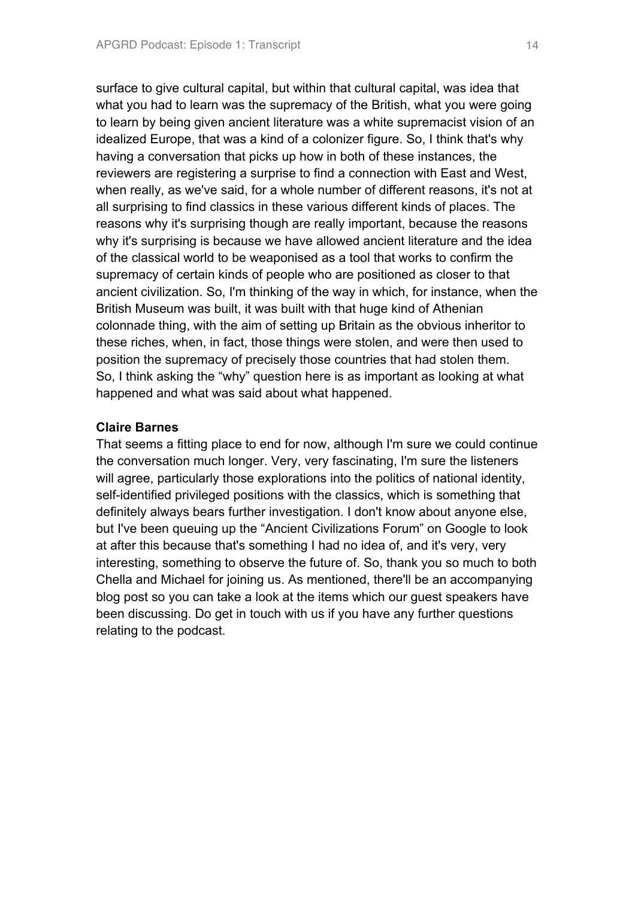surface to give cultural capital, but within that cultural capital, was idea that what you had to learn was the supremacy of the British, what you were going to learn by being given ancient literature was a white supremacist vision of an idealized Europe, that was a kind of a colonizer figure. So, I think that's why having a conversation that picks up how in both of these instances, the reviewers are registering a surprise to find a connection with East and West, when really, as we've said, for a whole number of different reasons, it's not at all surprising to find classics in these various different kinds of places. The reasons why it's surprising though are really important, because the reasons why it's surprising is because we have allowed ancient literature and the idea of the classical world to be weaponised as a tool that works to confirm the supremacy of certain kinds of people who are positioned as closer to that ancient civilization. So, I'm thinking of the way in which, for instance, when the British Museum was built, it was built with that huge kind of Athenian colonnade thing, with the aim of setting up Britain as the obvious inheritor to these riches, when, in fact, those things were stolen, and were then used to position the supremacy of precisely those countries that had stolen them. So, I think asking the "why" question here is as important as looking at what happened and what was said about what happened.

**Claire Barnes**

That seems a fitting place to end for now, although I'm sure we could continue the conversation much longer. Very, very fascinating, I'm sure the listeners will agree, particularly those explorations into the politics of national identity, self-identified privileged positions with the classics, which is something that definitely always bears further investigation. I don't know about anyone else, but I've been queuing up the "Ancient Civilizations Forum" on Google to look at after this because that's something I had no idea of, and it's very, very interesting, something to observe the future of. So, thank you so much to both Chella and Michael for joining us. As mentioned, there'll be an accompanying blog post so you can take a look at the items which our guest speakers have been discussing. Do get in touch with us if you have any further questions relating to the podcast.